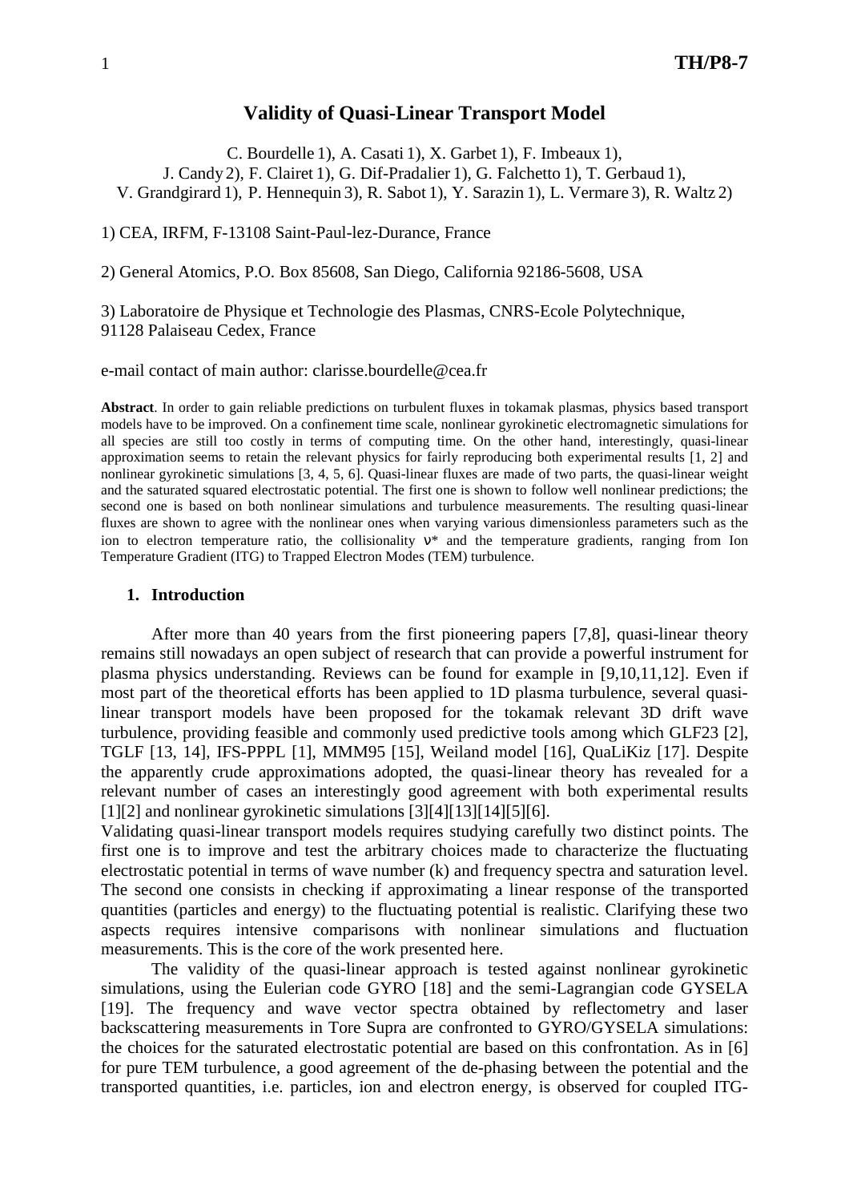# Validity of Quasi-Linear Transport Model

C. Bourdelle 1), A. Casati 1), X. Garbet 1), F. Imbeaux 1),
J. Candy 2), F. Clairet 1), G. Dif-Pradalier 1), G. Falchetto 1), T. Gerbaud 1),
V. Grandgirard 1), P. Hennequin 3), R. Sabot 1), Y. Sarazin 1), L. Vermare 3), R. Waltz 2)

1) CEA, IRFM, F-13108 Saint-Paul-lez-Durance, France

2) General Atomics, P.O. Box 85608, San Diego, California 92186-5608, USA

3) Laboratoire de Physique et Technologie des Plasmas, CNRS-Ecole Polytechnique, 91128 Palaiseau Cedex, France

e-mail contact of main author: clarisse.bourdelle@cea.fr

**Abstract**. In order to gain reliable predictions on turbulent fluxes in tokamak plasmas, physics based transport models have to be improved. On a confinement time scale, nonlinear gyrokinetic electromagnetic simulations for all species are still too costly in terms of computing time. On the other hand, interestingly, quasi-linear approximation seems to retain the relevant physics for fairly reproducing both experimental results [1, 2] and nonlinear gyrokinetic simulations [3, 4, 5, 6]. Quasi-linear fluxes are made of two parts, the quasi-linear weight and the saturated squared electrostatic potential. The first one is shown to follow well nonlinear predictions; the second one is based on both nonlinear simulations and turbulence measurements. The resulting quasi-linear fluxes are shown to agree with the nonlinear ones when varying various dimensionless parameters such as the ion to electron temperature ratio, the collisionality $\nu^*$ and the temperature gradients, ranging from Ion Temperature Gradient (ITG) to Trapped Electron Modes (TEM) turbulence.

## 1. Introduction

After more than 40 years from the first pioneering papers [7,8], quasi-linear theory remains still nowadays an open subject of research that can provide a powerful instrument for plasma physics understanding. Reviews can be found for example in [9,10,11,12]. Even if most part of the theoretical efforts has been applied to 1D plasma turbulence, several quasi-linear transport models have been proposed for the tokamak relevant 3D drift wave turbulence, providing feasible and commonly used predictive tools among which GLF23 [2], TGLF [13, 14], IFS-PPPL [1], MMM95 [15], Weiland model [16], QuaLiKiz [17]. Despite the apparently crude approximations adopted, the quasi-linear theory has revealed for a relevant number of cases an interestingly good agreement with both experimental results [1][2] and nonlinear gyrokinetic simulations [3][4][13][14][5][6].

Validating quasi-linear transport models requires studying carefully two distinct points. The first one is to improve and test the arbitrary choices made to characterize the fluctuating electrostatic potential in terms of wave number (k) and frequency spectra and saturation level. The second one consists in checking if approximating a linear response of the transported quantities (particles and energy) to the fluctuating potential is realistic. Clarifying these two aspects requires intensive comparisons with nonlinear simulations and fluctuation measurements. This is the core of the work presented here.

The validity of the quasi-linear approach is tested against nonlinear gyrokinetic simulations, using the Eulerian code GYRO [18] and the semi-Lagrangian code GYSELA [19]. The frequency and wave vector spectra obtained by reflectometry and laser backscattering measurements in Tore Supra are confronted to GYRO/GYSELA simulations: the choices for the saturated electrostatic potential are based on this confrontation. As in [6] for pure TEM turbulence, a good agreement of the de-phasing between the potential and the transported quantities, i.e. particles, ion and electron energy, is observed for coupled ITG-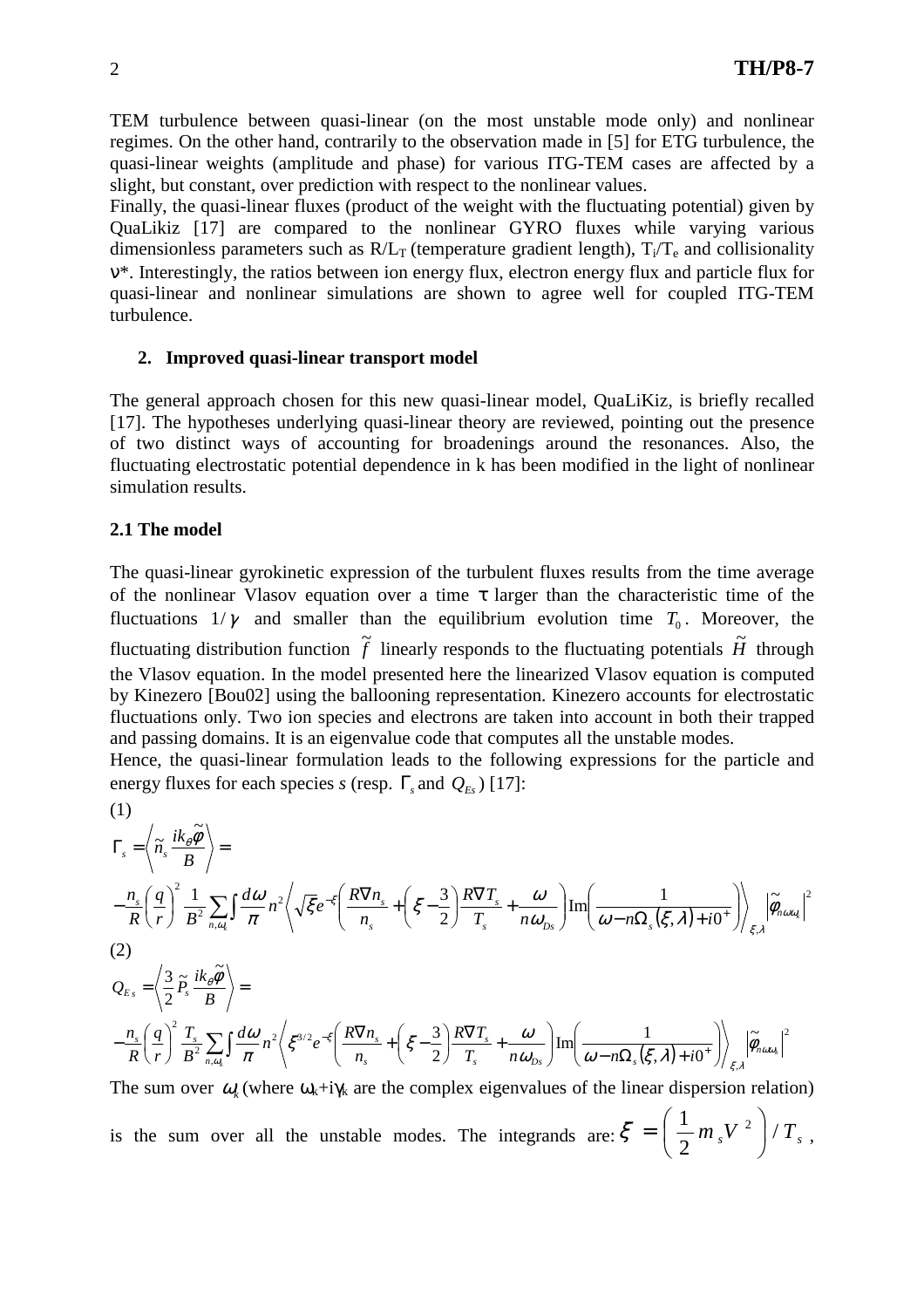TEM turbulence between quasi-linear (on the most unstable mode only) and nonlinear regimes. On the other hand, contrarily to the observation made in [5] for ETG turbulence, the quasi-linear weights (amplitude and phase) for various ITG-TEM cases are affected by a slight, but constant, over prediction with respect to the nonlinear values.

Finally, the quasi-linear fluxes (product of the weight with the fluctuating potential) given by QuaLikiz [17] are compared to the nonlinear GYRO fluxes while varying various dimensionless parameters such as $R/L_T$ (temperature gradient length), $T_i/T_e$ and collisionality $\nu^*$. Interestingly, the ratios between ion energy flux, electron energy flux and particle flux for quasi-linear and nonlinear simulations are shown to agree well for coupled ITG-TEM turbulence.

## 2. Improved quasi-linear transport model

The general approach chosen for this new quasi-linear model, QuaLiKiz, is briefly recalled [17]. The hypotheses underlying quasi-linear theory are reviewed, pointing out the presence of two distinct ways of accounting for broadenings around the resonances. Also, the fluctuating electrostatic potential dependence in k has been modified in the light of nonlinear simulation results.

### 2.1 The model

The quasi-linear gyrokinetic expression of the turbulent fluxes results from the time average of the nonlinear Vlasov equation over a time $\tau$ larger than the characteristic time of the fluctuations $1/\gamma$ and smaller than the equilibrium evolution time $T_0$. Moreover, the fluctuating distribution function $\tilde{f}$ linearly responds to the fluctuating potentials $\tilde{H}$ through the Vlasov equation. In the model presented here the linearized Vlasov equation is computed by Kinezero [Bou02] using the ballooning representation. Kinezero accounts for electrostatic fluctuations only. Two ion species and electrons are taken into account in both their trapped and passing domains. It is an eigenvalue code that computes all the unstable modes.

Hence, the quasi-linear formulation leads to the following expressions for the particle and energy fluxes for each species *s* (resp. $\Gamma_s$ and $Q_{Es}$) [17]:

(1)

$$\Gamma_s = \left\langle \tilde{n}_s \frac{ik_\theta \tilde{\varphi}}{B} \right\rangle = -\frac{n_s}{R}\left(\frac{q}{r}\right)^2 \frac{1}{B^2} \sum_{n,\omega_k} \int \frac{d\omega}{\pi} n^2 \left\langle \sqrt{\xi} e^{-\xi} \left( \frac{R\nabla n_s}{n_s} + \left(\xi - \frac{3}{2}\right)\frac{R\nabla T_s}{T_s} + \frac{\omega}{n\omega_{Ds}} \right) \mathrm{Im}\left( \frac{1}{\omega - n\Omega_s(\xi,\lambda) + i0^+} \right) \right\rangle_{\xi,\lambda} \left|\tilde{\varphi}_{n\omega\omega_k}\right|^2$$

(2)

$$Q_{E_s} = \left\langle \frac{3}{2} \tilde{P}_s \frac{ik_\theta \tilde{\varphi}}{B} \right\rangle = -\frac{n_s}{R}\left(\frac{q}{r}\right)^2 \frac{T_s}{B^2} \sum_{n,\omega_k} \int \frac{d\omega}{\pi} n^2 \left\langle \xi^{3/2} e^{-\xi} \left( \frac{R\nabla n_s}{n_s} + \left(\xi - \frac{3}{2}\right)\frac{R\nabla T_s}{T_s} + \frac{\omega}{n\omega_{Ds}} \right) \mathrm{Im}\left( \frac{1}{\omega - n\Omega_s(\xi,\lambda) + i0^+} \right) \right\rangle_{\xi,\lambda} \left|\tilde{\varphi}_{n\omega\omega_k}\right|^2$$

The sum over $\omega_k$ (where $\omega_k+i\gamma_k$ are the complex eigenvalues of the linear dispersion relation) is the sum over all the unstable modes. The integrands are: $\xi = \left(\frac{1}{2} m_s V^2\right)/T_s$,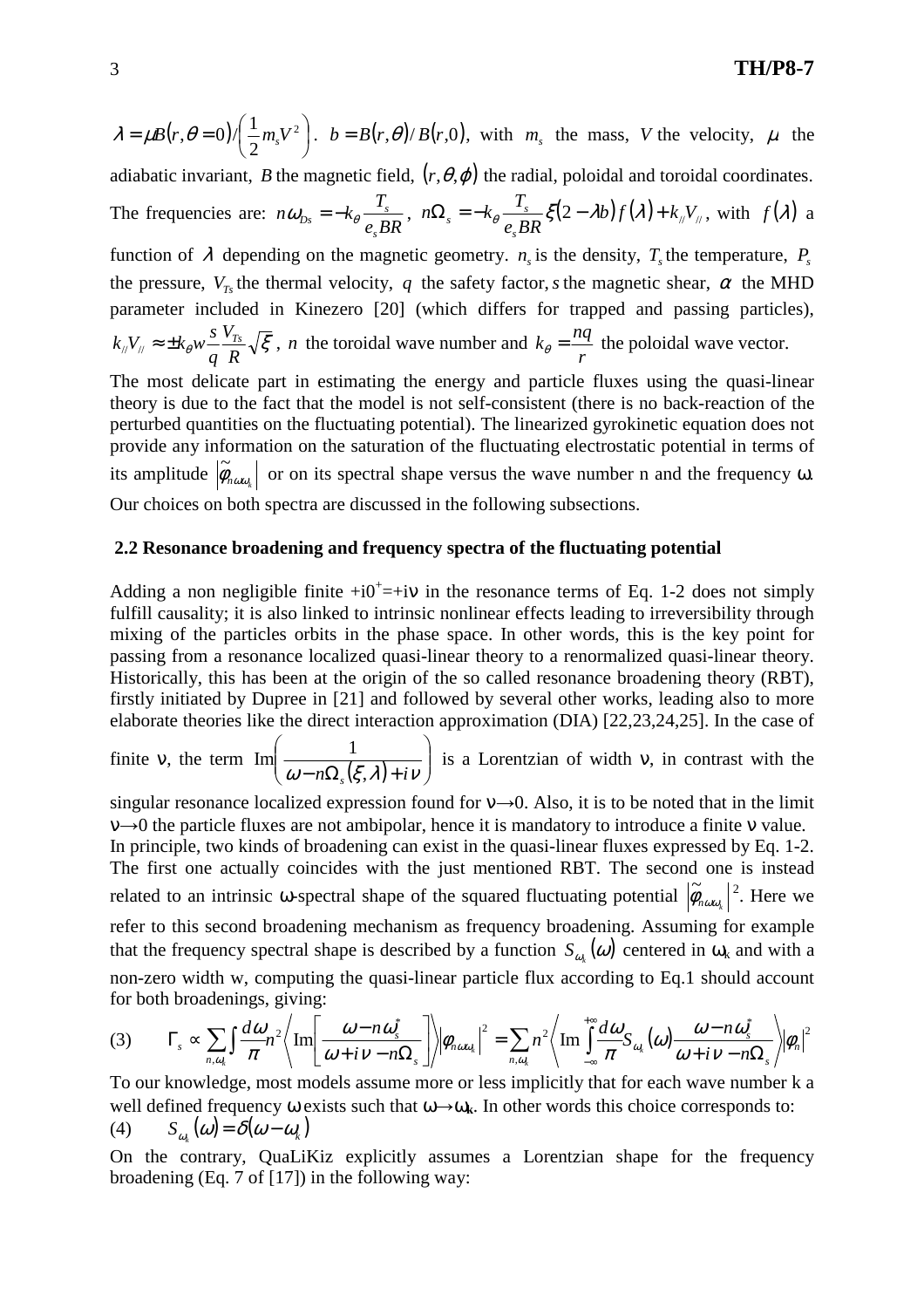$\lambda = \mu B(r,\theta=0)/\left(\frac{1}{2}m_s V^2\right)$. $b = B(r,\theta)/B(r,0)$, with $m_s$ the mass, $V$ the velocity, $\mu$ the adiabatic invariant, $B$ the magnetic field, $(r,\theta,\varphi)$ the radial, poloidal and toroidal coordinates. The frequencies are: $n\omega_{Ds} = -k_\theta \frac{T_s}{e_s BR}$, $n\Omega_s = -k_\theta \frac{T_s}{e_s BR}\xi(2-\lambda b)f(\lambda) + k_{//}V_{//}$, with $f(\lambda)$ a function of $\lambda$ depending on the magnetic geometry. $n_s$ is the density, $T_s$ the temperature, $P_s$ the pressure, $V_{Ts}$ the thermal velocity, $q$ the safety factor, $s$ the magnetic shear, $\alpha$ the MHD parameter included in Kinezero [20] (which differs for trapped and passing particles), $k_{//}V_{//} \approx \pm k_\theta w \frac{s}{q}\frac{V_{Ts}}{R}\sqrt{\xi}$, $n$ the toroidal wave number and $k_\theta = \frac{nq}{r}$ the poloidal wave vector.

The most delicate part in estimating the energy and particle fluxes using the quasi-linear theory is due to the fact that the model is not self-consistent (there is no back-reaction of the perturbed quantities on the fluctuating potential). The linearized gyrokinetic equation does not provide any information on the saturation of the fluctuating electrostatic potential in terms of its amplitude $\left|\tilde{\phi}_{n\omega\omega_k}\right|$ or on its spectral shape versus the wave number n and the frequency $\omega$. Our choices on both spectra are discussed in the following subsections.

## 2.2 Resonance broadening and frequency spectra of the fluctuating potential

Adding a non negligible finite $+i0^+ = +i\nu$ in the resonance terms of Eq. 1-2 does not simply fulfill causality; it is also linked to intrinsic nonlinear effects leading to irreversibility through mixing of the particles orbits in the phase space. In other words, this is the key point for passing from a resonance localized quasi-linear theory to a renormalized quasi-linear theory. Historically, this has been at the origin of the so called resonance broadening theory (RBT), firstly initiated by Dupree in [21] and followed by several other works, leading also to more elaborate theories like the direct interaction approximation (DIA) [22,23,24,25]. In the case of finite $\nu$, the term $\mathrm{Im}\left(\frac{1}{\omega - n\Omega_s(\xi,\lambda) + i\nu}\right)$ is a Lorentzian of width $\nu$, in contrast with the singular resonance localized expression found for $\nu \to 0$. Also, it is to be noted that in the limit $\nu \to 0$ the particle fluxes are not ambipolar, hence it is mandatory to introduce a finite $\nu$ value.

In principle, two kinds of broadening can exist in the quasi-linear fluxes expressed by Eq. 1-2. The first one actually coincides with the just mentioned RBT. The second one is instead related to an intrinsic $\omega$-spectral shape of the squared fluctuating potential $\left|\tilde{\varphi}_{n\omega\omega_k}\right|^2$. Here we refer to this second broadening mechanism as frequency broadening. Assuming for example that the frequency spectral shape is described by a function $S_{\omega_k}(\omega)$ centered in $\omega_k$ and with a non-zero width w, computing the quasi-linear particle flux according to Eq.1 should account for both broadenings, giving:

$$\text{(3)} \qquad \Gamma_s \propto \sum_{n,\omega_k}\int \frac{d\omega}{\pi} n^2 \left\langle \mathrm{Im}\left[\frac{\omega - n\omega_s^*}{\omega + i\nu - n\Omega_s}\right]\right\rangle \left|\phi_{n\omega\omega_k}\right|^2 = \sum_{n,\omega_k} n^2 \left\langle \mathrm{Im}\int_{-\infty}^{+\infty}\frac{d\omega}{\pi} S_{\omega_k}(\omega)\frac{\omega - n\omega_s^*}{\omega + i\nu - n\Omega_s}\right\rangle \left|\phi_n\right|^2$$

To our knowledge, most models assume more or less implicitly that for each wave number k a well defined frequency $\omega$ exists such that $\omega \to \omega_{\mathbf{k}}$. In other words this choice corresponds to:

$$\text{(4)} \qquad S_{\omega_k}(\omega) = \delta(\omega - \omega_k)$$

On the contrary, QuaLiKiz explicitly assumes a Lorentzian shape for the frequency broadening (Eq. 7 of [17]) in the following way: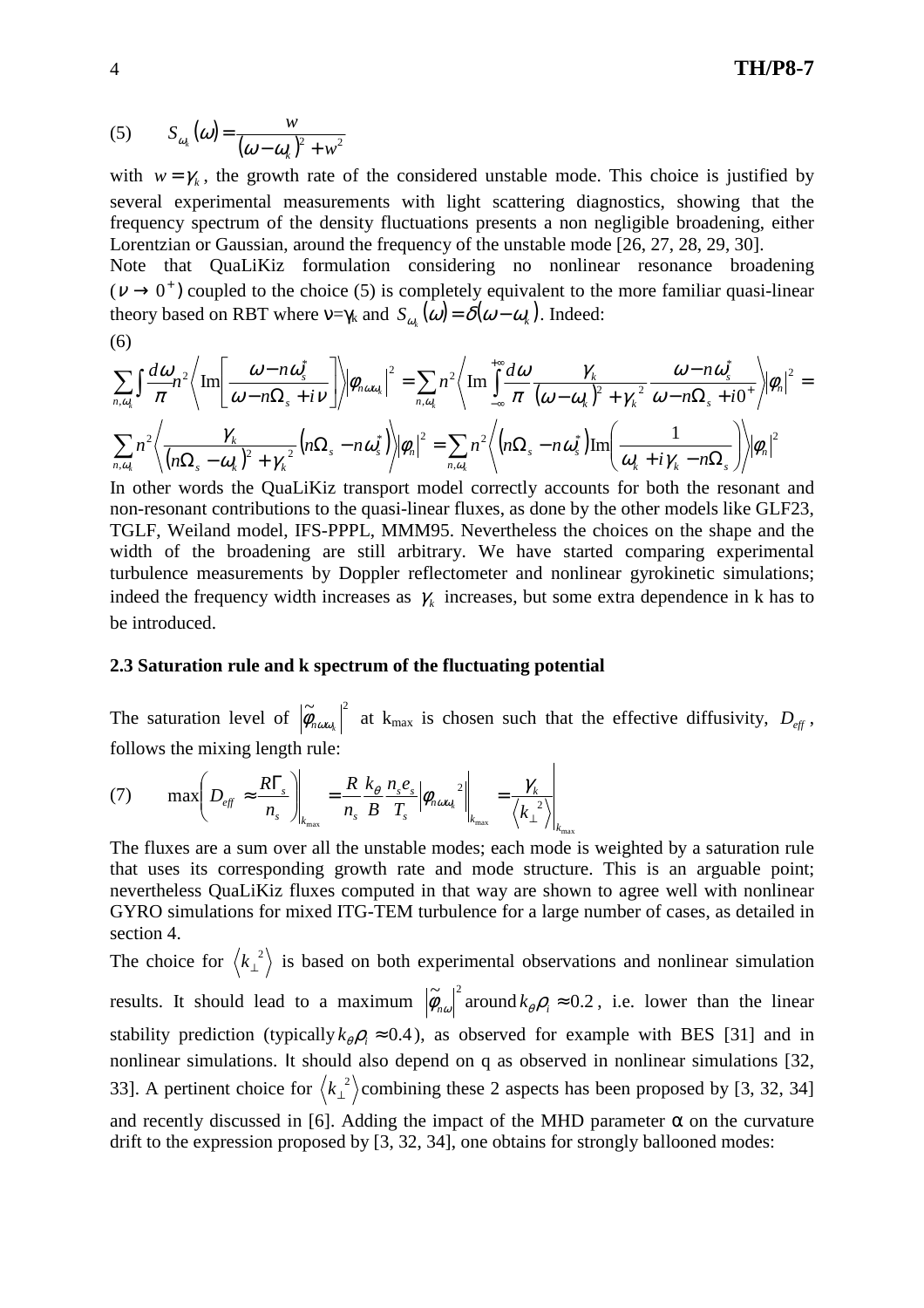$$(5) \qquad S_{\omega_k}(\omega) = \frac{w}{(\omega - \omega_k)^2 + w^2}$$

with $w = \gamma_k$, the growth rate of the considered unstable mode. This choice is justified by several experimental measurements with light scattering diagnostics, showing that the frequency spectrum of the density fluctuations presents a non negligible broadening, either Lorentzian or Gaussian, around the frequency of the unstable mode [26, 27, 28, 29, 30].

Note that QuaLiKiz formulation considering no nonlinear resonance broadening ($\nu \to 0^+$) coupled to the choice (5) is completely equivalent to the more familiar quasi-linear theory based on RBT where $\nu = \gamma_k$ and $S_{\omega_k}(\omega) = \delta(\omega - \omega_k)$. Indeed:

(6)

$$\sum_{n,\omega_k} \int \frac{d\omega}{\pi} n^2 \left\langle \mathrm{Im}\left[\frac{\omega - n\omega_s^*}{\omega - n\Omega_s + i\nu}\right]\right\rangle \left|\phi_{n\omega\omega_k}\right|^2 = \sum_{n,\omega_k} n^2 \left\langle \mathrm{Im} \int_{-\infty}^{+\infty} \frac{d\omega}{\pi} \frac{\gamma_k}{(\omega - \omega_k)^2 + \gamma_k^2} \frac{\omega - n\omega_s^*}{\omega - n\Omega_s + i0^+}\right\rangle \left|\phi_n\right|^2 =$$

$$\sum_{n,\omega_k} n^2 \left\langle \frac{\gamma_k}{(n\Omega_s - \omega_k)^2 + \gamma_k^2} \left(n\Omega_s - n\omega_s^*\right)\right\rangle \left|\phi_n\right|^2 = \sum_{n,\omega_k} n^2 \left\langle \left(n\Omega_s - n\omega_s^*\right) \mathrm{Im}\left(\frac{1}{\omega_k + i\gamma_k - n\Omega_s}\right)\right\rangle \left|\phi_n\right|^2$$

In other words the QuaLiKiz transport model correctly accounts for both the resonant and non-resonant contributions to the quasi-linear fluxes, as done by the other models like GLF23, TGLF, Weiland model, IFS-PPPL, MMM95. Nevertheless the choices on the shape and the width of the broadening are still arbitrary. We have started comparing experimental turbulence measurements by Doppler reflectometer and nonlinear gyrokinetic simulations; indeed the frequency width increases as $\gamma_k$ increases, but some extra dependence in k has to be introduced.

### 2.3 Saturation rule and k spectrum of the fluctuating potential

The saturation level of $\left|\tilde{\phi}_{n\omega\omega_k}\right|^2$ at $k_{max}$ is chosen such that the effective diffusivity, $D_{eff}$, follows the mixing length rule:

$$(7) \qquad \max\left(D_{eff} \approx \frac{R\Gamma_s}{n_s}\right)\Bigg|_{k_{max}} = \frac{R}{n_s}\frac{k_\theta}{B}\frac{n_s e_s}{T_s}\left|\phi_{n\omega\omega_k}\right|^2\Bigg|_{k_{max}} = \frac{\gamma_k}{\left\langle k_\perp^2\right\rangle}\Bigg|_{k_{max}}$$

The fluxes are a sum over all the unstable modes; each mode is weighted by a saturation rule that uses its corresponding growth rate and mode structure. This is an arguable point; nevertheless QuaLiKiz fluxes computed in that way are shown to agree well with nonlinear GYRO simulations for mixed ITG-TEM turbulence for a large number of cases, as detailed in section 4.

The choice for $\left\langle k_\perp^2\right\rangle$ is based on both experimental observations and nonlinear simulation results. It should lead to a maximum $\left|\tilde{\phi}_{n\omega}\right|^2$ around $k_\theta\rho_i \approx 0.2$, i.e. lower than the linear stability prediction (typically $k_\theta\rho_i \approx 0.4$), as observed for example with BES [31] and in nonlinear simulations. It should also depend on q as observed in nonlinear simulations [32, 33]. A pertinent choice for $\left\langle k_\perp^2\right\rangle$ combining these 2 aspects has been proposed by [3, 32, 34] and recently discussed in [6]. Adding the impact of the MHD parameter $\alpha$ on the curvature drift to the expression proposed by [3, 32, 34], one obtains for strongly ballooned modes: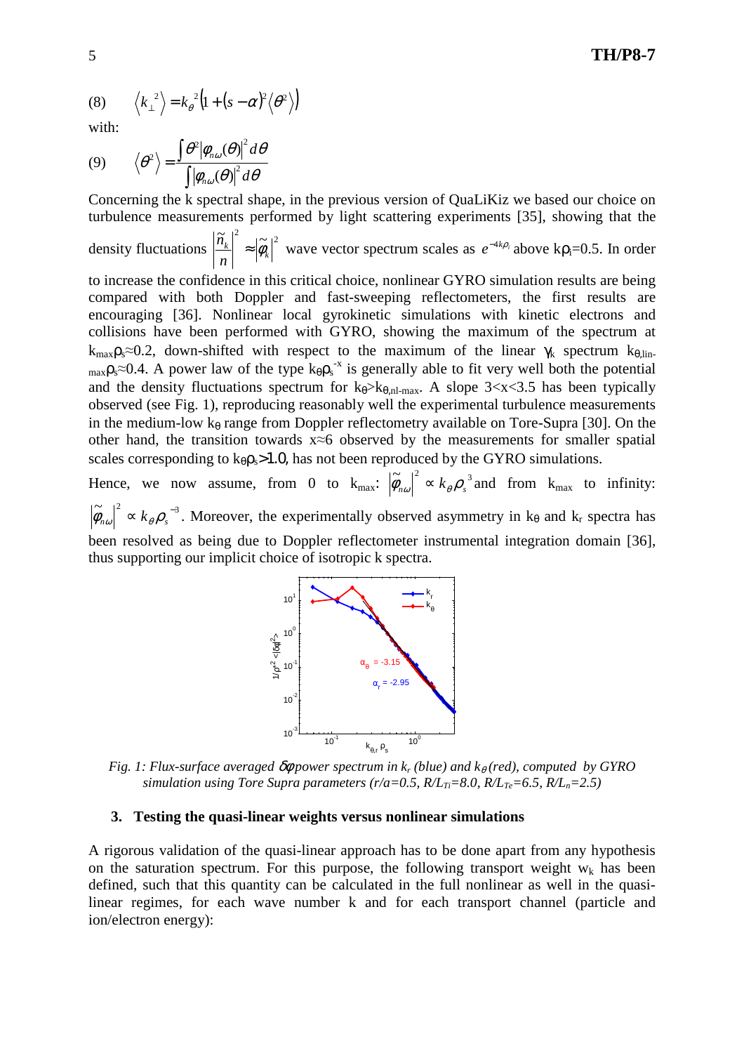$$\text{(8)} \qquad \left\langle k_\perp^{\ 2} \right\rangle = k_\theta^{\ 2}\left(1+(s-\alpha)^2\left\langle \theta^2 \right\rangle\right)$$

with:

$$\text{(9)} \qquad \left\langle \theta^2 \right\rangle = \frac{\int \theta^2 \left|\varphi_{n\omega}(\theta)\right|^2 d\theta}{\int \left|\varphi_{n\omega}(\theta)\right|^2 d\theta}$$

Concerning the k spectral shape, in the previous version of QuaLiKiz we based our choice on turbulence measurements performed by light scattering experiments [35], showing that the density fluctuations $\left|\frac{\tilde{n}_k}{n}\right|^2 \approx \left|\tilde{\varphi}_k\right|^2$ wave vector spectrum scales as $e^{-4k\rho_i}$ above $k\rho_i$=0.5. In order to increase the confidence in this critical choice, nonlinear GYRO simulation results are being compared with both Doppler and fast-sweeping reflectometers, the first results are encouraging [36]. Nonlinear local gyrokinetic simulations with kinetic electrons and collisions have been performed with GYRO, showing the maximum of the spectrum at $k_{max}\rho_s \approx 0.2$, down-shifted with respect to the maximum of the linear $\gamma_k$ spectrum $k_{\theta,lin\text{-}max}\rho_s \approx 0.4$. A power law of the type $k_\theta\rho_s^{-x}$ is generally able to fit very well both the potential and the density fluctuations spectrum for $k_\theta > k_{\theta,nl\text{-}max}$. A slope 3<x<3.5 has been typically observed (see Fig. 1), reproducing reasonably well the experimental turbulence measurements in the medium-low $k_\theta$ range from Doppler reflectometry available on Tore-Supra [30]. On the other hand, the transition towards x≈6 observed by the measurements for smaller spatial scales corresponding to $k_\theta\rho_s$>1.0, has not been reproduced by the GYRO simulations.

Hence, we now assume, from 0 to $k_{max}$: $\left|\tilde{\varphi}_{n\omega}\right|^2 \propto k_\theta\rho_s^{\ 3}$ and from $k_{max}$ to infinity: $\left|\tilde{\varphi}_{n\omega}\right|^2 \propto k_\theta\rho_s^{\ -3}$. Moreover, the experimentally observed asymmetry in $k_\theta$ and $k_r$ spectra has been resolved as being due to Doppler reflectometer instrumental integration domain [36], thus supporting our implicit choice of isotropic k spectra.

*Fig. 1: Flux-surface averaged $\delta\varphi$ power spectrum in $k_r$ (blue) and $k_\theta$ (red), computed by GYRO simulation using Tore Supra parameters (r/a=0.5, $R/L_{Ti}$=8.0, $R/L_{Te}$=6.5, $R/L_n$=2.5)*

### 3. Testing the quasi-linear weights versus nonlinear simulations

A rigorous validation of the quasi-linear approach has to be done apart from any hypothesis on the saturation spectrum. For this purpose, the following transport weight $w_k$ has been defined, such that this quantity can be calculated in the full nonlinear as well in the quasi-linear regimes, for each wave number k and for each transport channel (particle and ion/electron energy):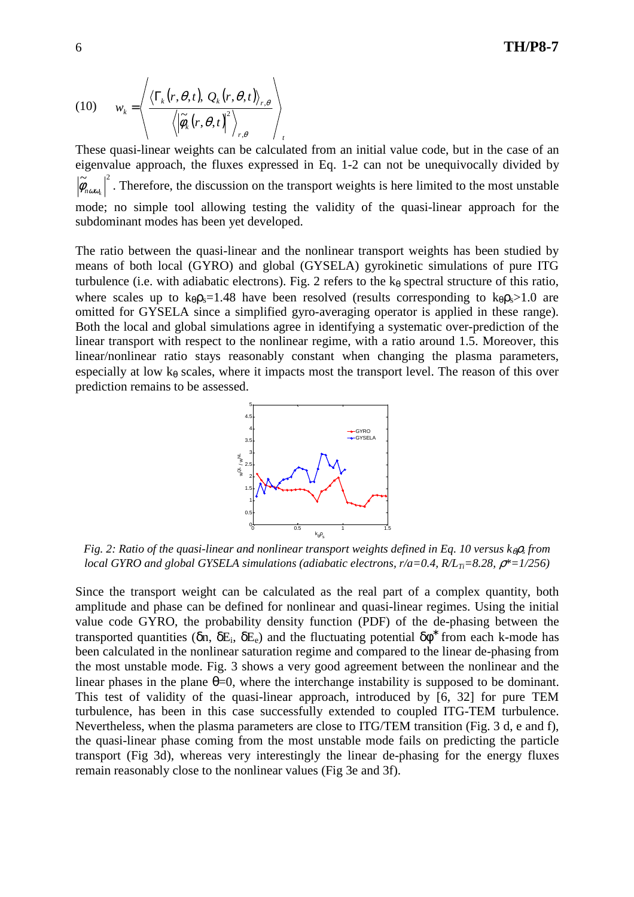$$w_k = \left\langle \frac{\left\langle \Gamma_k(r,\theta,t),\, Q_k(r,\theta,t) \right\rangle_{r,\theta}}{\left\langle \left| \tilde{\varphi}_k(r,\theta,t) \right|^2 \right\rangle_{r,\theta}} \right\rangle_t \qquad (10)$$

These quasi-linear weights can be calculated from an initial value code, but in the case of an eigenvalue approach, the fluxes expressed in Eq. 1-2 can not be unequivocally divided by $\left|\tilde{\varphi}_{n\omega k_\theta}\right|^2$. Therefore, the discussion on the transport weights is here limited to the most unstable mode; no simple tool allowing testing the validity of the quasi-linear approach for the subdominant modes has been yet developed.

The ratio between the quasi-linear and the nonlinear transport weights has been studied by means of both local (GYRO) and global (GYSELA) gyrokinetic simulations of pure ITG turbulence (i.e. with adiabatic electrons). Fig. 2 refers to the $k_\theta$ spectral structure of this ratio, where scales up to $k_\theta\rho_s$=1.48 have been resolved (results corresponding to $k_\theta\rho_s$>1.0 are omitted for GYSELA since a simplified gyro-averaging operator is applied in these range). Both the local and global simulations agree in identifying a systematic over-prediction of the linear transport with respect to the nonlinear regime, with a ratio around 1.5. Moreover, this linear/nonlinear ratio stays reasonably constant when changing the plasma parameters, especially at low $k_\theta$ scales, where it impacts most the transport level. The reason of this over prediction remains to be assessed.

*Fig. 2: Ratio of the quasi-linear and nonlinear transport weights defined in Eq. 10 versus $k_\theta\rho_s$ from local GYRO and global GYSELA simulations (adiabatic electrons, r/a=0.4, $R/L_{Ti}$=8.28, $\rho^*$=1/256)*

Since the transport weight can be calculated as the real part of a complex quantity, both amplitude and phase can be defined for nonlinear and quasi-linear regimes. Using the initial value code GYRO, the probability density function (PDF) of the de-phasing between the transported quantities ($\delta n$, $\delta E_i$, $\delta E_e$) and the fluctuating potential $\delta\phi^*$ from each k-mode has been calculated in the nonlinear saturation regime and compared to the linear de-phasing from the most unstable mode. Fig. 3 shows a very good agreement between the nonlinear and the linear phases in the plane $\theta$=0, where the interchange instability is supposed to be dominant. This test of validity of the quasi-linear approach, introduced by [6, 32] for pure TEM turbulence, has been in this case successfully extended to coupled ITG-TEM turbulence. Nevertheless, when the plasma parameters are close to ITG/TEM transition (Fig. 3 d, e and f), the quasi-linear phase coming from the most unstable mode fails on predicting the particle transport (Fig 3d), whereas very interestingly the linear de-phasing for the energy fluxes remain reasonably close to the nonlinear values (Fig 3e and 3f).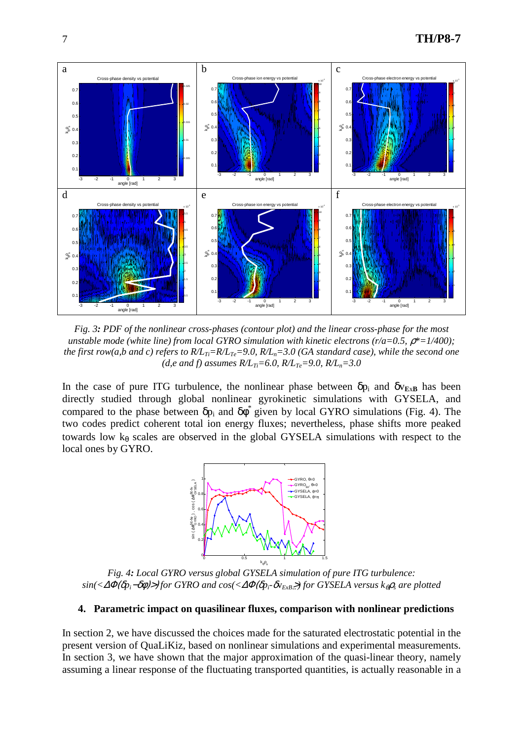*Fig. 3: PDF of the nonlinear cross-phases (contour plot) and the linear cross-phase for the most unstable mode (white line) from local GYRO simulation with kinetic electrons (r/a=0.5, $\rho^*=1/400$); the first row(a,b and c) refers to $R/L_{Ti}=R/L_{Te}=9.0$, $R/L_n=3.0$ (GA standard case), while the second one (d,e and f) assumes $R/L_{Ti}=6.0$, $R/L_{Te}=9.0$, $R/L_n=3.0$*

In the case of pure ITG turbulence, the nonlinear phase between $\delta p_i$ and $\delta v_{\mathbf{ExB}}$ has been directly studied through global nonlinear gyrokinetic simulations with GYSELA, and compared to the phase between $\delta p_i$ and $\delta\phi^*$ given by local GYRO simulations (Fig. 4). The two codes predict coherent total ion energy fluxes; nevertheless, phase shifts more peaked towards low $k_\theta$ scales are observed in the global GYSELA simulations with respect to the local ones by GYRO.

*Fig. 4: Local GYRO versus global GYSELA simulation of pure ITG turbulence: $\sin(\langle\Delta\Phi(\delta p_i-\delta\phi)\rangle)$ for GYRO and $\cos(\langle\Delta\Phi(\delta p_i-\delta v_{ExB})\rangle)$ for GYSELA versus $k_\theta\rho_s$ are plotted*

## 4. Parametric impact on quasilinear fluxes, comparison with nonlinear predictions

In section 2, we have discussed the choices made for the saturated electrostatic potential in the present version of QuaLiKiz, based on nonlinear simulations and experimental measurements. In section 3, we have shown that the major approximation of the quasi-linear theory, namely assuming a linear response of the fluctuating transported quantities, is actually reasonable in a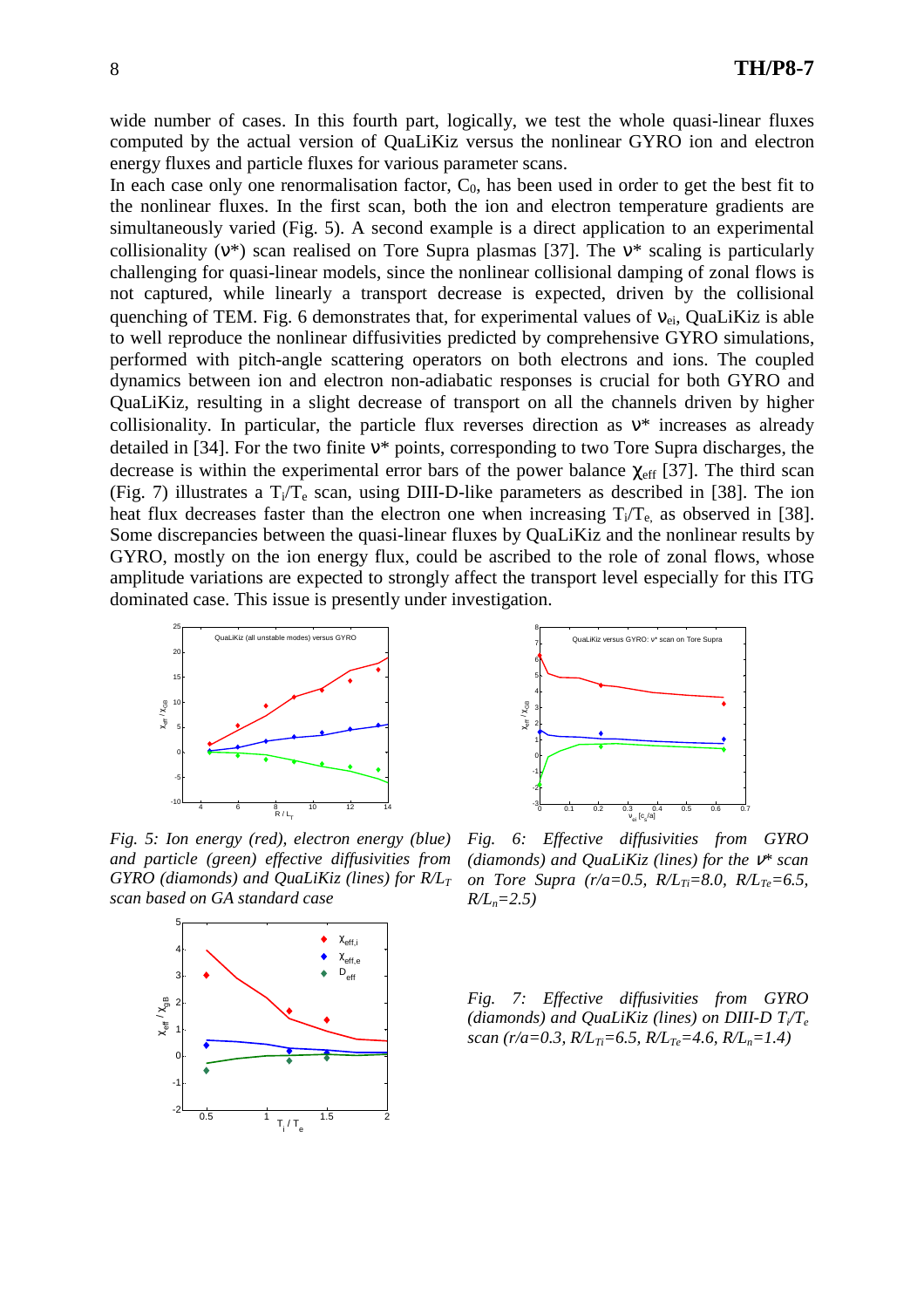wide number of cases. In this fourth part, logically, we test the whole quasi-linear fluxes computed by the actual version of QuaLiKiz versus the nonlinear GYRO ion and electron energy fluxes and particle fluxes for various parameter scans.

In each case only one renormalisation factor, $C_0$, has been used in order to get the best fit to the nonlinear fluxes. In the first scan, both the ion and electron temperature gradients are simultaneously varied (Fig. 5). A second example is a direct application to an experimental collisionality ($\nu^*$) scan realised on Tore Supra plasmas [37]. The $\nu^*$ scaling is particularly challenging for quasi-linear models, since the nonlinear collisional damping of zonal flows is not captured, while linearly a transport decrease is expected, driven by the collisional quenching of TEM. Fig. 6 demonstrates that, for experimental values of $\nu_{ei}$, QuaLiKiz is able to well reproduce the nonlinear diffusivities predicted by comprehensive GYRO simulations, performed with pitch-angle scattering operators on both electrons and ions. The coupled dynamics between ion and electron non-adiabatic responses is crucial for both GYRO and QuaLiKiz, resulting in a slight decrease of transport on all the channels driven by higher collisionality. In particular, the particle flux reverses direction as $\nu^*$ increases as already detailed in [34]. For the two finite $\nu^*$ points, corresponding to two Tore Supra discharges, the decrease is within the experimental error bars of the power balance $\chi_{eff}$ [37]. The third scan (Fig. 7) illustrates a $T_i/T_e$ scan, using DIII-D-like parameters as described in [38]. The ion heat flux decreases faster than the electron one when increasing $T_i/T_e$, as observed in [38]. Some discrepancies between the quasi-linear fluxes by QuaLiKiz and the nonlinear results by GYRO, mostly on the ion energy flux, could be ascribed to the role of zonal flows, whose amplitude variations are expected to strongly affect the transport level especially for this ITG dominated case. This issue is presently under investigation.

*Fig. 5: Ion energy (red), electron energy (blue) and particle (green) effective diffusivities from GYRO (diamonds) and QuaLiKiz (lines) for $R/L_T$ scan based on GA standard case*

*Fig. 6: Effective diffusivities from GYRO (diamonds) and QuaLiKiz (lines) for the $\nu^*$ scan on Tore Supra ($r/a=0.5$, $R/L_{Ti}=8.0$, $R/L_{Te}=6.5$, $R/L_n=2.5$)*

*Fig. 7: Effective diffusivities from GYRO (diamonds) and QuaLiKiz (lines) on DIII-D $T_i/T_e$ scan ($r/a=0.3$, $R/L_{Ti}=6.5$, $R/L_{Te}=4.6$, $R/L_n=1.4$)*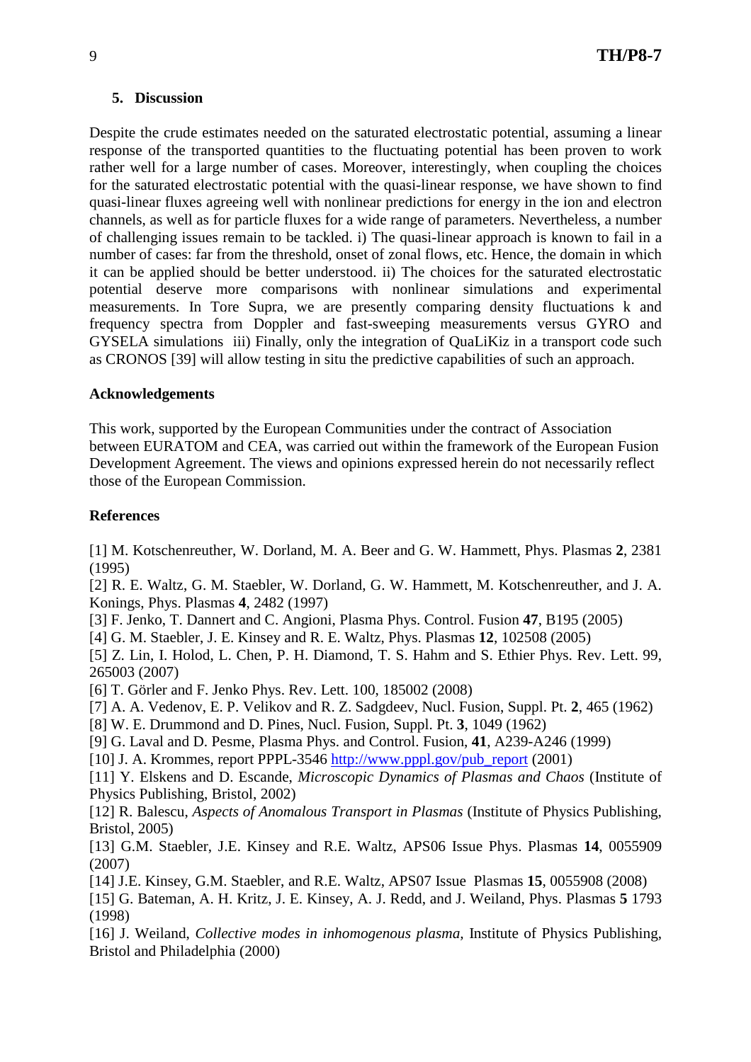## 5. Discussion

Despite the crude estimates needed on the saturated electrostatic potential, assuming a linear response of the transported quantities to the fluctuating potential has been proven to work rather well for a large number of cases. Moreover, interestingly, when coupling the choices for the saturated electrostatic potential with the quasi-linear response, we have shown to find quasi-linear fluxes agreeing well with nonlinear predictions for energy in the ion and electron channels, as well as for particle fluxes for a wide range of parameters. Nevertheless, a number of challenging issues remain to be tackled. i) The quasi-linear approach is known to fail in a number of cases: far from the threshold, onset of zonal flows, etc. Hence, the domain in which it can be applied should be better understood. ii) The choices for the saturated electrostatic potential deserve more comparisons with nonlinear simulations and experimental measurements. In Tore Supra, we are presently comparing density fluctuations k and frequency spectra from Doppler and fast-sweeping measurements versus GYRO and GYSELA simulations iii) Finally, only the integration of QuaLiKiz in a transport code such as CRONOS [39] will allow testing in situ the predictive capabilities of such an approach.

### Acknowledgements

This work, supported by the European Communities under the contract of Association between EURATOM and CEA, was carried out within the framework of the European Fusion Development Agreement. The views and opinions expressed herein do not necessarily reflect those of the European Commission.

### References

[1] M. Kotschenreuther, W. Dorland, M. A. Beer and G. W. Hammett, Phys. Plasmas **2**, 2381 (1995)
[2] R. E. Waltz, G. M. Staebler, W. Dorland, G. W. Hammett, M. Kotschenreuther, and J. A. Konings, Phys. Plasmas **4**, 2482 (1997)
[3] F. Jenko, T. Dannert and C. Angioni, Plasma Phys. Control. Fusion **47**, B195 (2005)
[4] G. M. Staebler, J. E. Kinsey and R. E. Waltz, Phys. Plasmas **12**, 102508 (2005)
[5] Z. Lin, I. Holod, L. Chen, P. H. Diamond, T. S. Hahm and S. Ethier Phys. Rev. Lett. 99, 265003 (2007)
[6] T. Görler and F. Jenko Phys. Rev. Lett. 100, 185002 (2008)
[7] A. A. Vedenov, E. P. Velikov and R. Z. Sadgdeev, Nucl. Fusion, Suppl. Pt. **2**, 465 (1962)
[8] W. E. Drummond and D. Pines, Nucl. Fusion, Suppl. Pt. **3**, 1049 (1962)
[9] G. Laval and D. Pesme, Plasma Phys. and Control. Fusion, **41**, A239-A246 (1999)
[10] J. A. Krommes, report PPPL-3546 http://www.pppl.gov/pub_report (2001)
[11] Y. Elskens and D. Escande, *Microscopic Dynamics of Plasmas and Chaos* (Institute of Physics Publishing, Bristol, 2002)
[12] R. Balescu, *Aspects of Anomalous Transport in Plasmas* (Institute of Physics Publishing, Bristol, 2005)
[13] G.M. Staebler, J.E. Kinsey and R.E. Waltz, APS06 Issue Phys. Plasmas **14**, 0055909 (2007)
[14] J.E. Kinsey, G.M. Staebler, and R.E. Waltz, APS07 Issue Plasmas **15**, 0055908 (2008)
[15] G. Bateman, A. H. Kritz, J. E. Kinsey, A. J. Redd, and J. Weiland, Phys. Plasmas **5** 1793 (1998)
[16] J. Weiland, *Collective modes in inhomogenous plasma,* Institute of Physics Publishing, Bristol and Philadelphia (2000)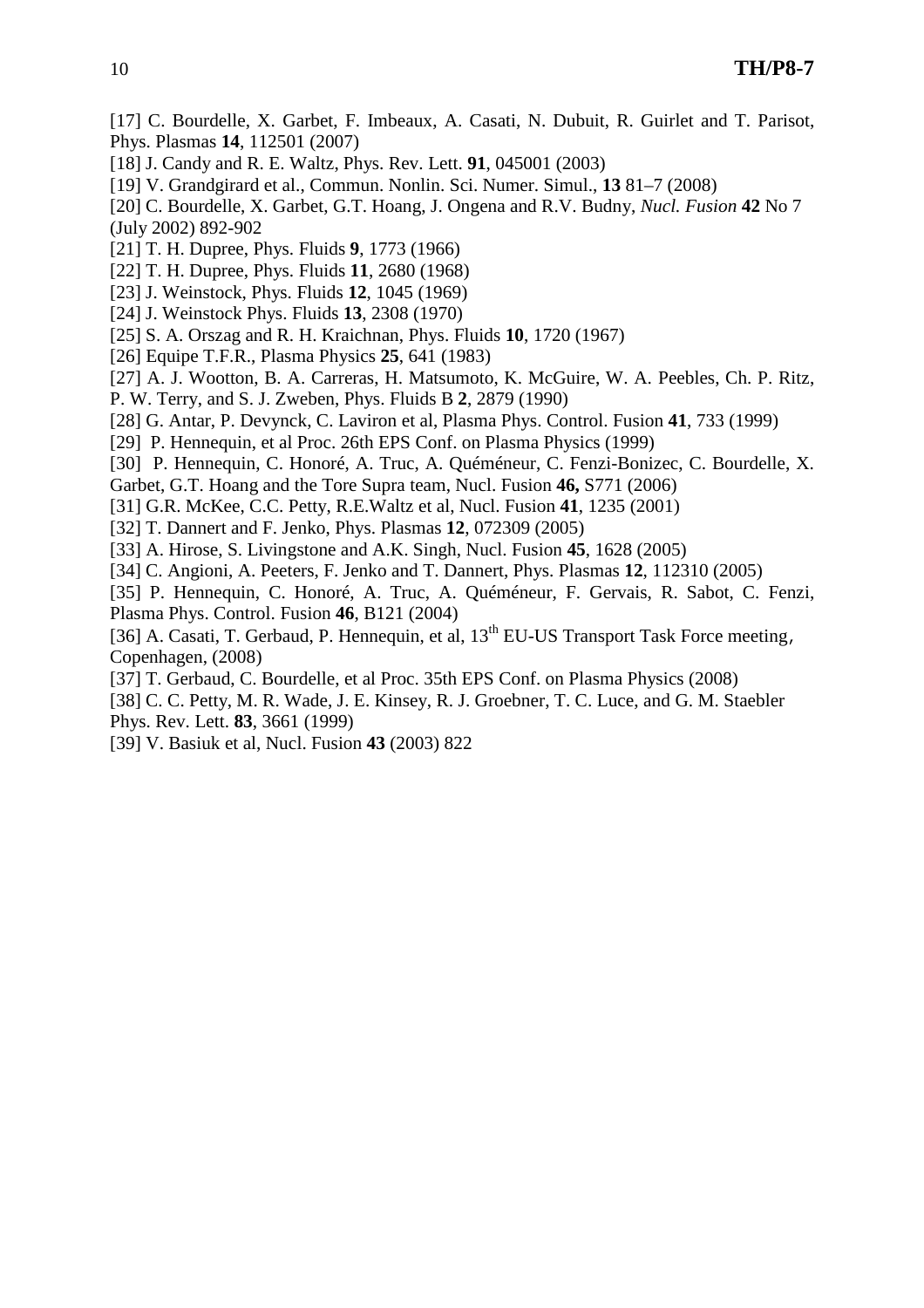[17] C. Bourdelle, X. Garbet, F. Imbeaux, A. Casati, N. Dubuit, R. Guirlet and T. Parisot, Phys. Plasmas **14**, 112501 (2007)

[18] J. Candy and R. E. Waltz, Phys. Rev. Lett. **91**, 045001 (2003)

[19] V. Grandgirard et al., Commun. Nonlin. Sci. Numer. Simul., **13** 81–7 (2008)

[20] C. Bourdelle, X. Garbet, G.T. Hoang, J. Ongena and R.V. Budny, *Nucl. Fusion* **42** No 7 (July 2002) 892-902

[21] T. H. Dupree, Phys. Fluids **9**, 1773 (1966)

[22] T. H. Dupree, Phys. Fluids **11**, 2680 (1968)

[23] J. Weinstock, Phys. Fluids **12**, 1045 (1969)

[24] J. Weinstock Phys. Fluids **13**, 2308 (1970)

[25] S. A. Orszag and R. H. Kraichnan, Phys. Fluids **10**, 1720 (1967)

[26] Equipe T.F.R., Plasma Physics **25**, 641 (1983)

[27] A. J. Wootton, B. A. Carreras, H. Matsumoto, K. McGuire, W. A. Peebles, Ch. P. Ritz, P. W. Terry, and S. J. Zweben, Phys. Fluids B **2**, 2879 (1990)

[28] G. Antar, P. Devynck, C. Laviron et al, Plasma Phys. Control. Fusion **41**, 733 (1999)

[29] P. Hennequin, et al Proc. 26th EPS Conf. on Plasma Physics (1999)

[30] P. Hennequin, C. Honoré, A. Truc, A. Quéméneur, C. Fenzi-Bonizec, C. Bourdelle, X. Garbet, G.T. Hoang and the Tore Supra team, Nucl. Fusion **46,** S771 (2006)

[31] G.R. McKee, C.C. Petty, R.E.Waltz et al, Nucl. Fusion **41**, 1235 (2001)

[32] T. Dannert and F. Jenko, Phys. Plasmas **12**, 072309 (2005)

[33] A. Hirose, S. Livingstone and A.K. Singh, Nucl. Fusion **45**, 1628 (2005)

[34] C. Angioni, A. Peeters, F. Jenko and T. Dannert, Phys. Plasmas **12**, 112310 (2005)

[35] P. Hennequin, C. Honoré, A. Truc, A. Quéméneur, F. Gervais, R. Sabot, C. Fenzi, Plasma Phys. Control. Fusion **46**, B121 (2004)

[36] A. Casati, T. Gerbaud, P. Hennequin, et al, 13th EU-US Transport Task Force meeting, Copenhagen, (2008)

[37] T. Gerbaud, C. Bourdelle, et al Proc. 35th EPS Conf. on Plasma Physics (2008)

[38] C. C. Petty, M. R. Wade, J. E. Kinsey, R. J. Groebner, T. C. Luce, and G. M. Staebler Phys. Rev. Lett. **83**, 3661 (1999)

[39] V. Basiuk et al, Nucl. Fusion **43** (2003) 822